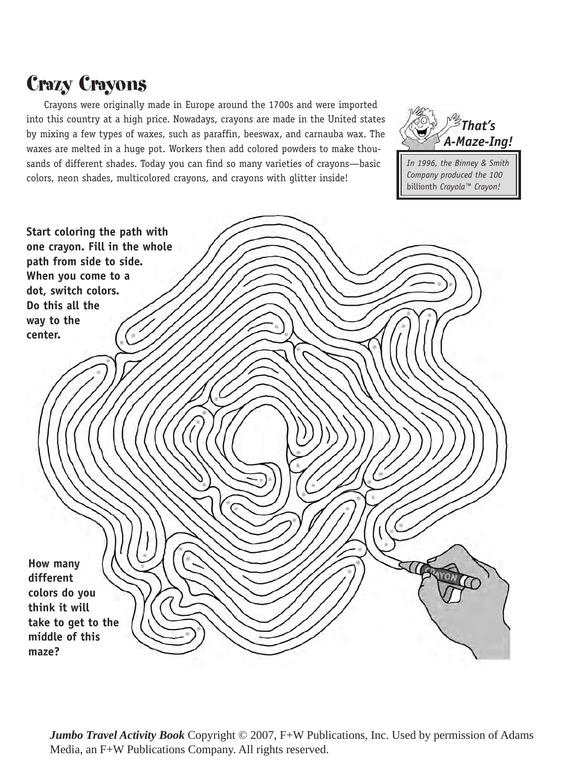# Crazy Crayons

Crayons were originally made in Europe around the 1700s and were imported into this country at a high price. Nowadays, crayons are made in the United states by mixing a few types of waxes, such as paraffin, beeswax, and carnauba wax. The waxes are melted in a huge pot. Workers then add colored powders to make thousands of different shades. Today you can find so many varieties of crayons—basic colors, neon shades, multicolored crayons, and crayons with glitter inside!

**That's A-Maze-Ing!**

*In 1996, the Binney & Smith Company produced the 100* billionth *Crayola™ Crayon!*

**Start coloring the path with one crayon. Fill in the whole path from side to side. When you come to a dot, switch colors. Do this all the way to the center.**

**How many different colors do you think it will take to get to the middle of this maze?**

***Jumbo Travel Activity Book*** Copyright © 2007, F+W Publications, Inc. Used by permission of Adams Media, an F+W Publications Company. All rights reserved.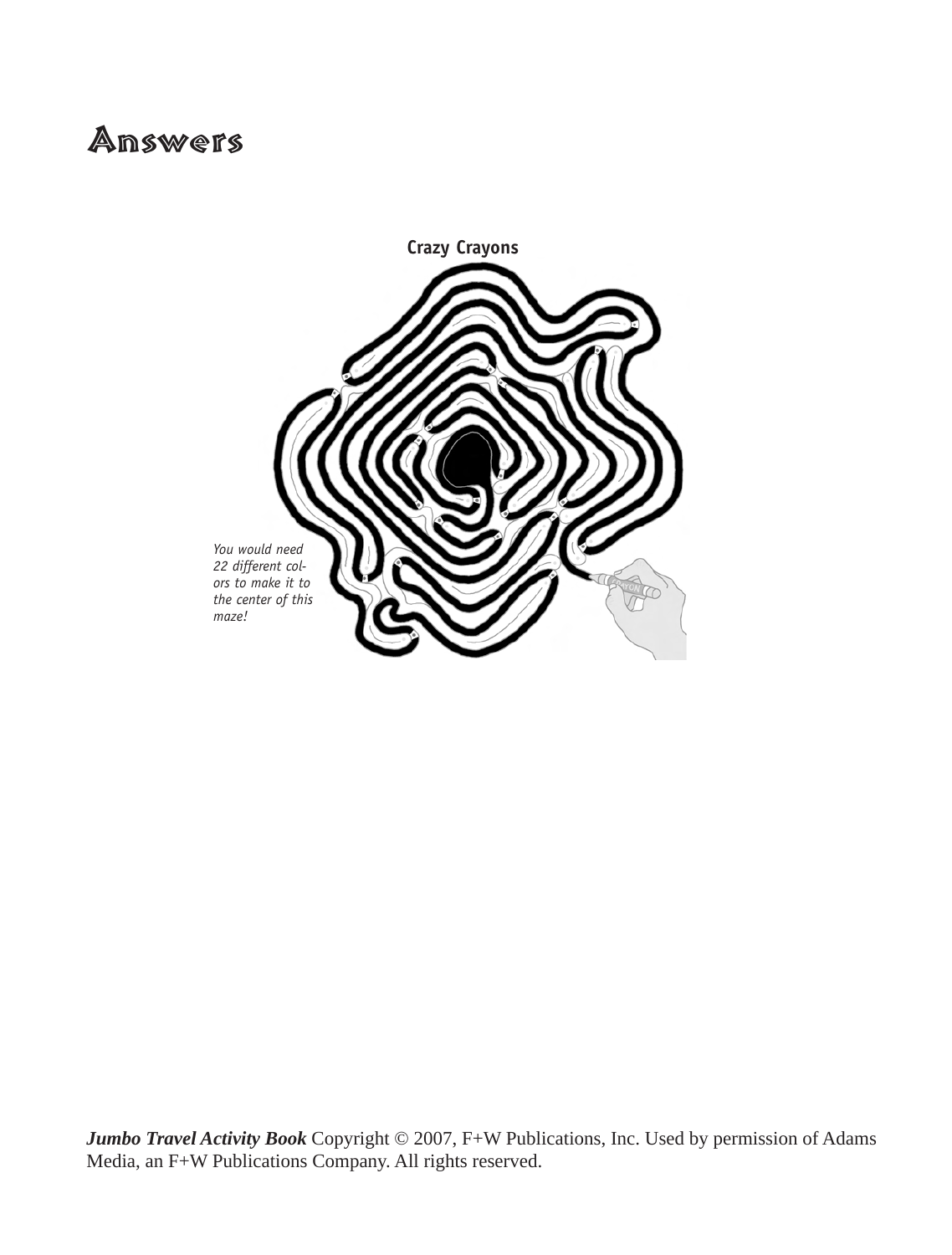# Answers

**Crazy Crayons**

*You would need 22 different colors to make it to the center of this maze!*

***Jumbo Travel Activity Book*** Copyright © 2007, F+W Publications, Inc. Used by permission of Adams Media, an F+W Publications Company. All rights reserved.